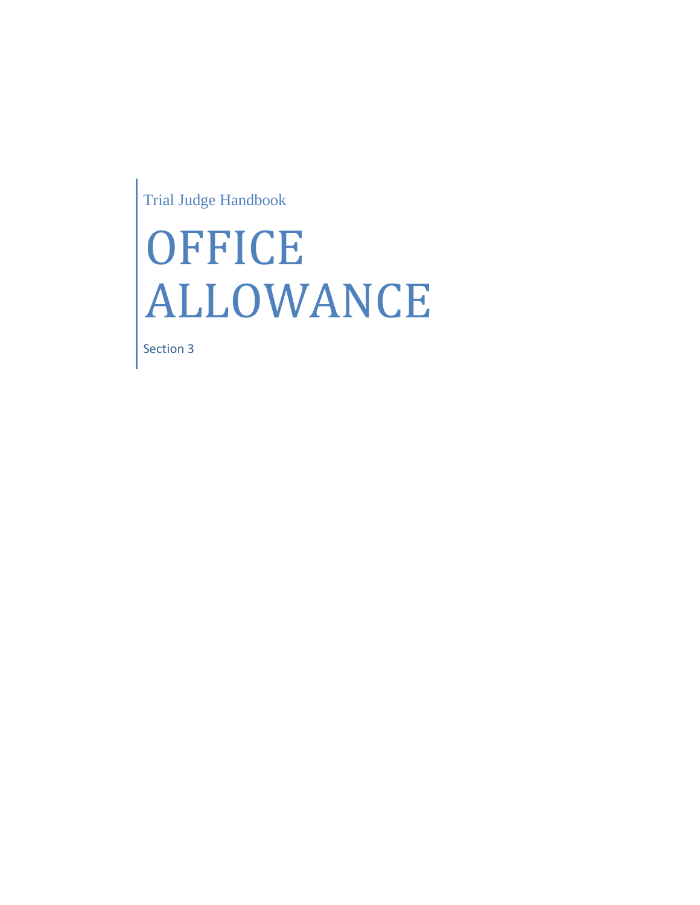Trial Judge Handbook

# OFFICE ALLOWANCE

Section 3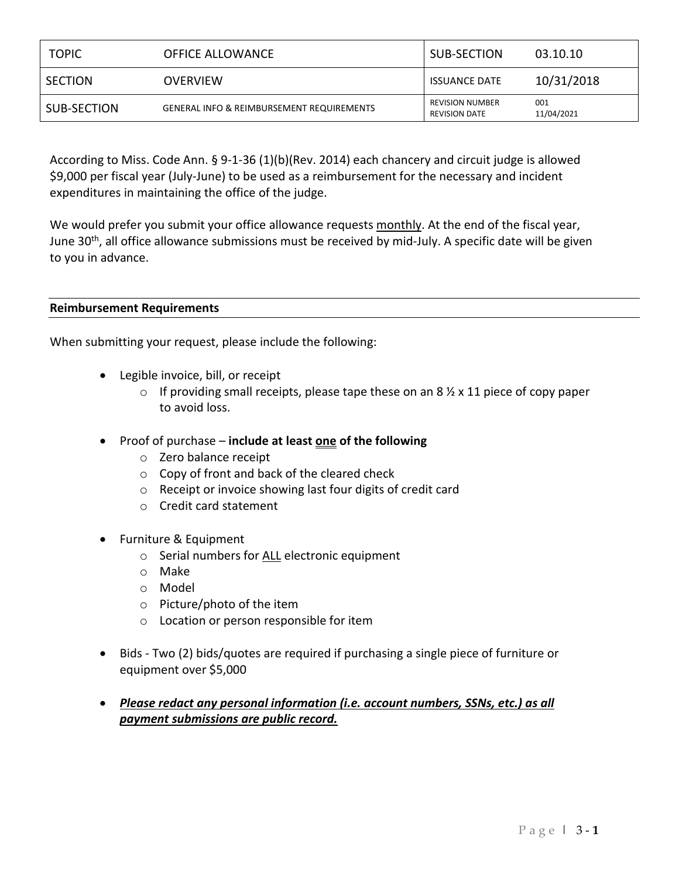| TOPIC | OFFICE ALLOWANCE | SUB-SECTION | 03.10.10 |
|---|---|---|---|
| SECTION | OVERVIEW | ISSUANCE DATE | 10/31/2018 |
| SUB-SECTION | GENERAL INFO & REIMBURSEMENT REQUIREMENTS | REVISION NUMBER<br>REVISION DATE | 001<br>11/04/2021 |

According to Miss. Code Ann. § 9-1-36 (1)(b)(Rev. 2014) each chancery and circuit judge is allowed $9,000 per fiscal year (July-June) to be used as a reimbursement for the necessary and incident expenditures in maintaining the office of the judge.

We would prefer you submit your office allowance requests monthly. At the end of the fiscal year, June 30th, all office allowance submissions must be received by mid-July. A specific date will be given to you in advance.

### Reimbursement Requirements

When submitting your request, please include the following:

- Legible invoice, bill, or receipt
  - If providing small receipts, please tape these on an 8 ½ x 11 piece of copy paper to avoid loss.
- Proof of purchase – **include at least one of the following**
  - Zero balance receipt
  - Copy of front and back of the cleared check
  - Receipt or invoice showing last four digits of credit card
  - Credit card statement
- Furniture & Equipment
  - Serial numbers for ALL electronic equipment
  - Make
  - Model
  - Picture/photo of the item
  - Location or person responsible for item
- Bids - Two (2) bids/quotes are required if purchasing a single piece of furniture or equipment over $5,000
- ***Please redact any personal information (i.e. account numbers, SSNs, etc.) as all payment submissions are public record.***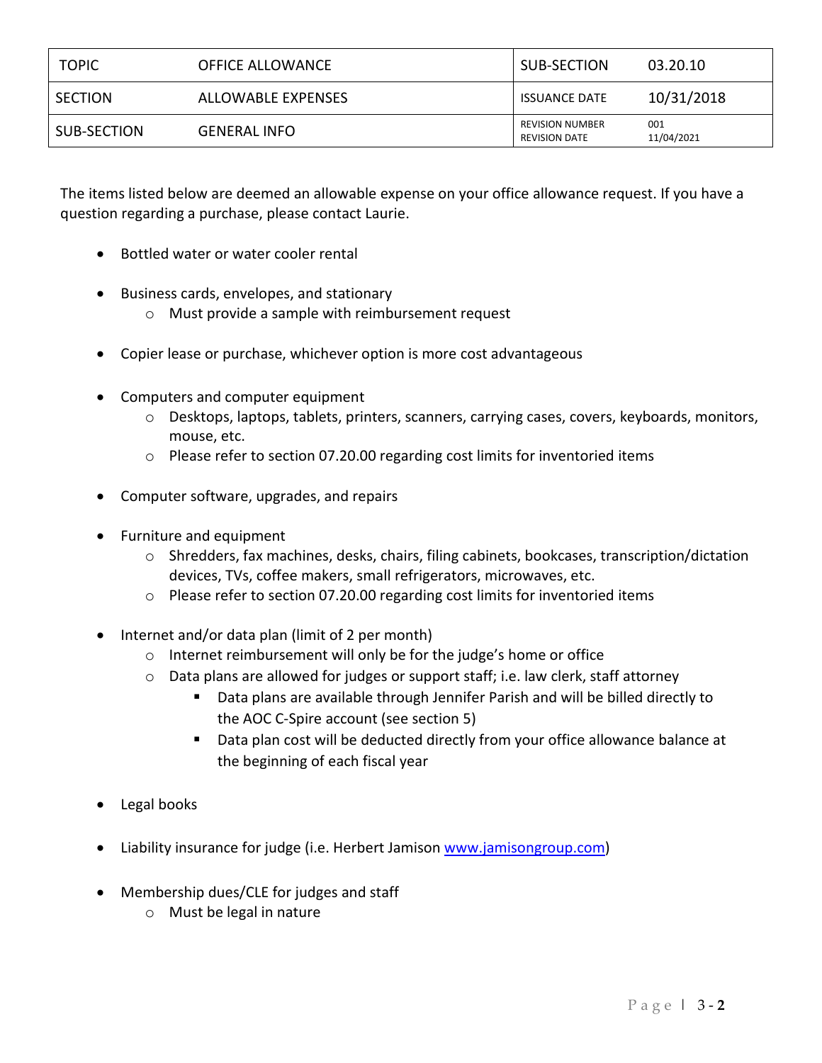| TOPIC | OFFICE ALLOWANCE | SUB-SECTION | 03.20.10 |
|---|---|---|---|
| SECTION | ALLOWABLE EXPENSES | ISSUANCE DATE | 10/31/2018 |
| SUB-SECTION | GENERAL INFO | REVISION NUMBER<br>REVISION DATE | 001<br>11/04/2021 |

The items listed below are deemed an allowable expense on your office allowance request. If you have a question regarding a purchase, please contact Laurie.

- Bottled water or water cooler rental
- Business cards, envelopes, and stationary
  - Must provide a sample with reimbursement request
- Copier lease or purchase, whichever option is more cost advantageous
- Computers and computer equipment
  - Desktops, laptops, tablets, printers, scanners, carrying cases, covers, keyboards, monitors, mouse, etc.
  - Please refer to section 07.20.00 regarding cost limits for inventoried items
- Computer software, upgrades, and repairs
- Furniture and equipment
  - Shredders, fax machines, desks, chairs, filing cabinets, bookcases, transcription/dictation devices, TVs, coffee makers, small refrigerators, microwaves, etc.
  - Please refer to section 07.20.00 regarding cost limits for inventoried items
- Internet and/or data plan (limit of 2 per month)
  - Internet reimbursement will only be for the judge's home or office
  - Data plans are allowed for judges or support staff; i.e. law clerk, staff attorney
    - Data plans are available through Jennifer Parish and will be billed directly to the AOC C-Spire account (see section 5)
    - Data plan cost will be deducted directly from your office allowance balance at the beginning of each fiscal year
- Legal books
- Liability insurance for judge (i.e. Herbert Jamison [www.jamisongroup.com](http://www.jamisongroup.com))
- Membership dues/CLE for judges and staff
  - Must be legal in nature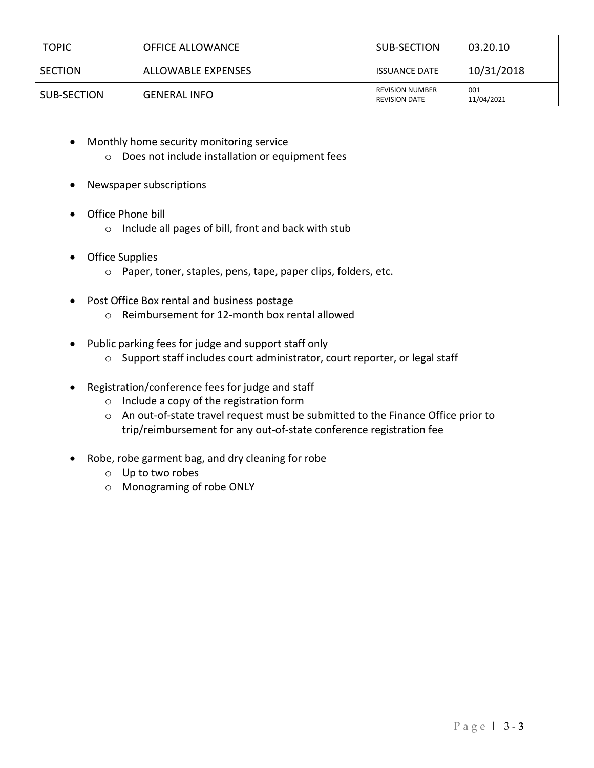| TOPIC | OFFICE ALLOWANCE | SUB-SECTION | 03.20.10 |
| --- | --- | --- | --- |
| SECTION | ALLOWABLE EXPENSES | ISSUANCE DATE | 10/31/2018 |
| SUB-SECTION | GENERAL INFO | REVISION NUMBER<br>REVISION DATE | 001<br>11/04/2021 |

- Monthly home security monitoring service
  - Does not include installation or equipment fees
- Newspaper subscriptions
- Office Phone bill
  - Include all pages of bill, front and back with stub
- Office Supplies
  - Paper, toner, staples, pens, tape, paper clips, folders, etc.
- Post Office Box rental and business postage
  - Reimbursement for 12-month box rental allowed
- Public parking fees for judge and support staff only
  - Support staff includes court administrator, court reporter, or legal staff
- Registration/conference fees for judge and staff
  - Include a copy of the registration form
  - An out-of-state travel request must be submitted to the Finance Office prior to trip/reimbursement for any out-of-state conference registration fee
- Robe, robe garment bag, and dry cleaning for robe
  - Up to two robes
  - Monograming of robe ONLY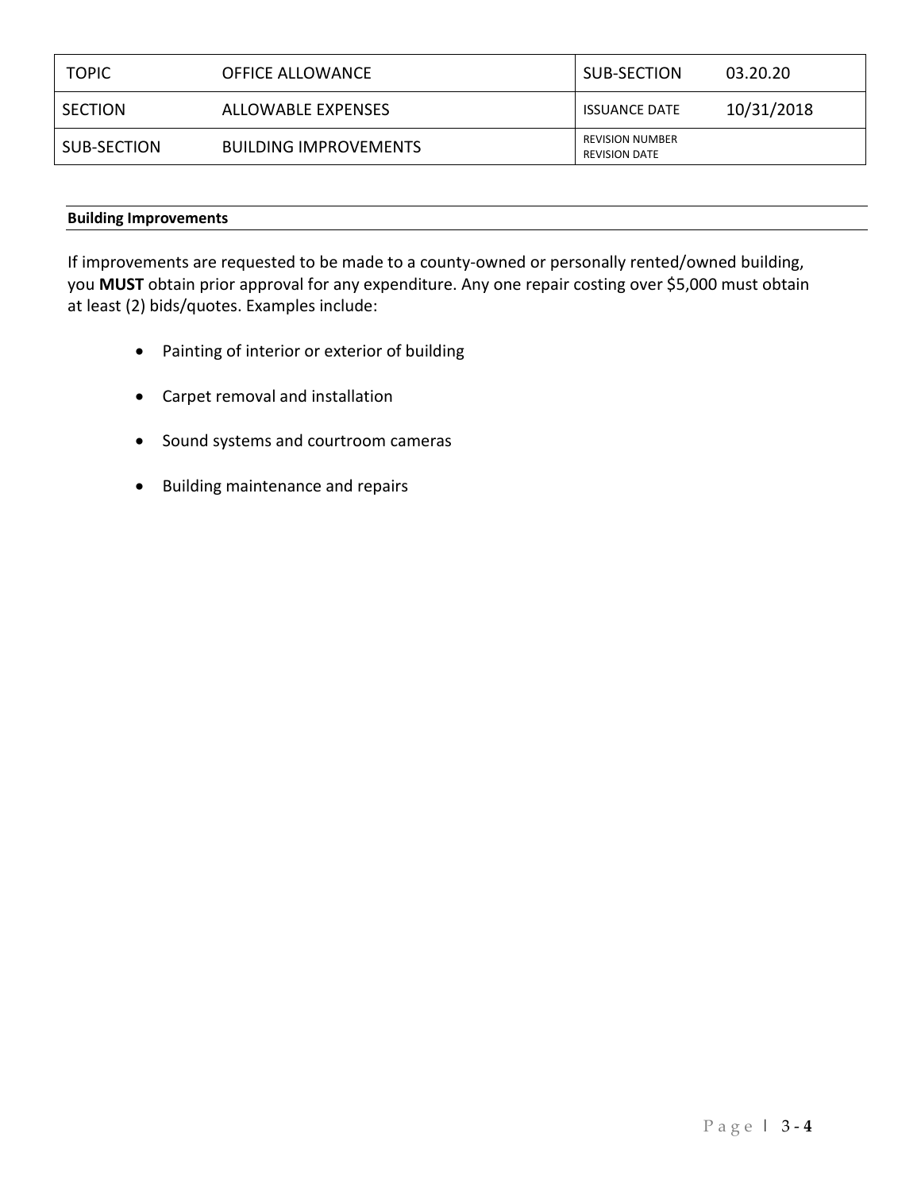| TOPIC | OFFICE ALLOWANCE | SUB-SECTION | 03.20.20 |
|---|---|---|---|
| SECTION | ALLOWABLE EXPENSES | ISSUANCE DATE | 10/31/2018 |
| SUB-SECTION | BUILDING IMPROVEMENTS | REVISION NUMBER<br>REVISION DATE | |

**Building Improvements**

If improvements are requested to be made to a county-owned or personally rented/owned building, you **MUST** obtain prior approval for any expenditure. Any one repair costing over $5,000 must obtain at least (2) bids/quotes. Examples include:

- Painting of interior or exterior of building
- Carpet removal and installation
- Sound systems and courtroom cameras
- Building maintenance and repairs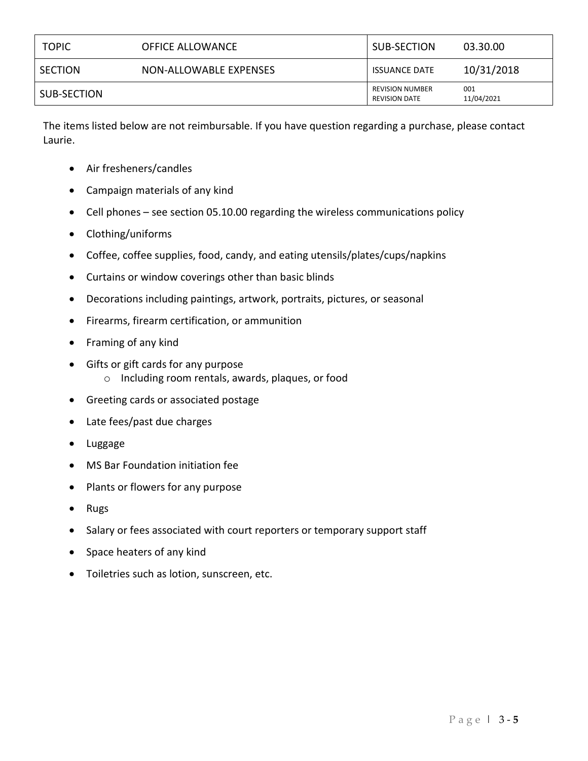| TOPIC | OFFICE ALLOWANCE | SUB-SECTION | 03.30.00 |
| --- | --- | --- | --- |
| SECTION | NON-ALLOWABLE EXPENSES | ISSUANCE DATE | 10/31/2018 |
| SUB-SECTION | | REVISION NUMBER<br>REVISION DATE | 001<br>11/04/2021 |

The items listed below are not reimbursable. If you have question regarding a purchase, please contact Laurie.

- Air fresheners/candles
- Campaign materials of any kind
- Cell phones – see section 05.10.00 regarding the wireless communications policy
- Clothing/uniforms
- Coffee, coffee supplies, food, candy, and eating utensils/plates/cups/napkins
- Curtains or window coverings other than basic blinds
- Decorations including paintings, artwork, portraits, pictures, or seasonal
- Firearms, firearm certification, or ammunition
- Framing of any kind
- Gifts or gift cards for any purpose
  - Including room rentals, awards, plaques, or food
- Greeting cards or associated postage
- Late fees/past due charges
- Luggage
- MS Bar Foundation initiation fee
- Plants or flowers for any purpose
- Rugs
- Salary or fees associated with court reporters or temporary support staff
- Space heaters of any kind
- Toiletries such as lotion, sunscreen, etc.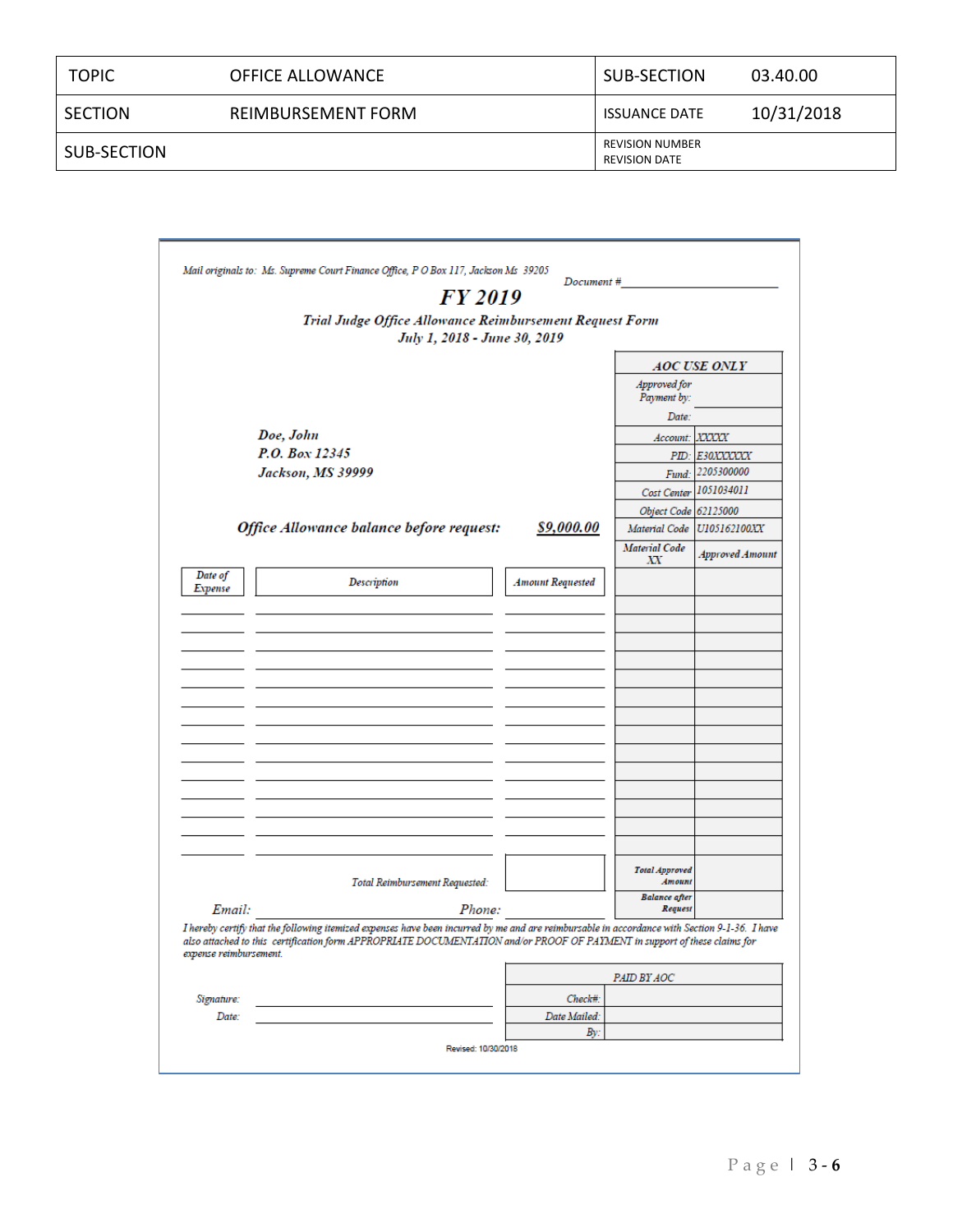| TOPIC | OFFICE ALLOWANCE | SUB-SECTION | 03.40.00 |
| --- | --- | --- | --- |
| SECTION | REIMBURSEMENT FORM | ISSUANCE DATE | 10/31/2018 |
| SUB-SECTION | | REVISION NUMBER<br>REVISION DATE | |

*Mail originals to: Ms. Supreme Court Finance Office, P O Box 117, Jackson Ms 39205*

*Document #*\_\_\_\_\_\_\_\_\_\_\_\_\_\_\_\_\_\_\_\_

## *FY 2019*

### *Trial Judge Office Allowance Reimbursement Request Form*

***July 1, 2018 - June 30, 2019***

***Doe, John***
***P.O. Box 12345***
***Jackson, MS 39999***

| *AOC USE ONLY* | |
| --- | --- |
| *Approved for Payment by:* | |
| *Date:* | |
| *Account:* | *XXXXX* |
| *PID:* | *E30XXXXXX* |
| *Fund:* | *2205300000* |
| *Cost Center* | *1051034011* |
| *Object Code* | *62125000* |
| *Material Code* | *U105162100XX* |

***Office Allowance balance before request:*** ***$9,000.00***

| *Date of Expense* | *Description* | *Amount Requested* | *Material Code XX* | *Approved Amount* |
| --- | --- | --- | --- | --- |
| | | | | |
| | | | | |
| | | | | |
| | | | | |
| | | | | |
| | | | | |
| | | | | |
| | | | | |
| | | | | |
| | | | | |
| | | | | |
| | | | | |
| | | | | |
| | | | | |
| | *Total Reimbursement Requested:* | | *Total Approved Amount* | |
| | | | *Balance after Request* | |

*Email:* \_\_\_\_\_\_\_\_\_\_\_\_\_\_\_\_\_\_\_\_ *Phone:* \_\_\_\_\_\_\_\_\_\_\_\_\_\_\_\_\_\_\_\_

*I hereby certify that the following itemized expenses have been incurred by me and are reimbursable in accordance with Section 9-1-36. I have also attached to this certification form APPROPRIATE DOCUMENTATION and/or PROOF OF PAYMENT in support of these claims for expense reimbursement.*

*Signature:* \_\_\_\_\_\_\_\_\_\_\_\_\_\_\_\_\_\_\_\_

*Date:* \_\_\_\_\_\_\_\_\_\_\_\_\_\_\_\_\_\_\_\_

| *PAID BY AOC* | |
| --- | --- |
| *Check#:* | |
| *Date Mailed:* | |
| *By:* | |

Revised: 10/30/2018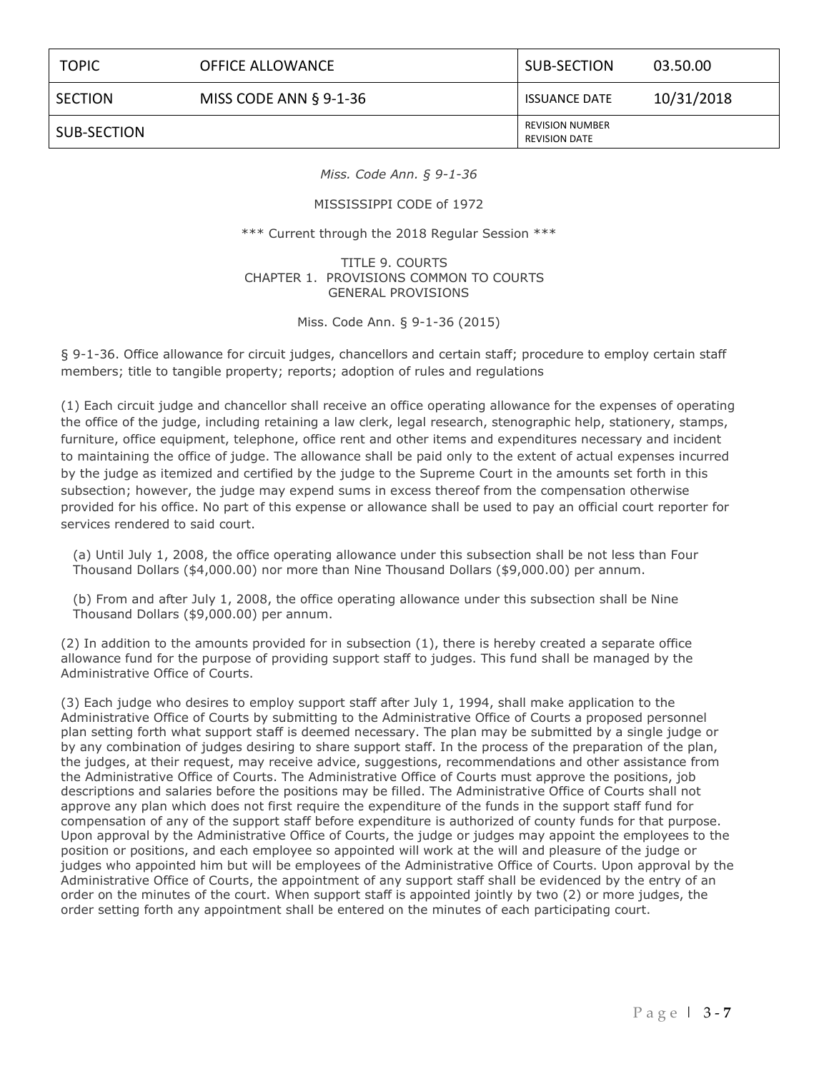| TOPIC | OFFICE ALLOWANCE | SUB-SECTION | 03.50.00 |
| --- | --- | --- | --- |
| SECTION | MISS CODE ANN § 9-1-36 | ISSUANCE DATE | 10/31/2018 |
| SUB-SECTION | | REVISION NUMBER<br>REVISION DATE | |

*Miss. Code Ann. § 9-1-36*

MISSISSIPPI CODE of 1972

*** Current through the 2018 Regular Session ***

TITLE 9. COURTS
CHAPTER 1. PROVISIONS COMMON TO COURTS
GENERAL PROVISIONS

Miss. Code Ann. § 9-1-36 (2015)

§ 9-1-36. Office allowance for circuit judges, chancellors and certain staff; procedure to employ certain staff members; title to tangible property; reports; adoption of rules and regulations

(1) Each circuit judge and chancellor shall receive an office operating allowance for the expenses of operating the office of the judge, including retaining a law clerk, legal research, stenographic help, stationery, stamps, furniture, office equipment, telephone, office rent and other items and expenditures necessary and incident to maintaining the office of judge. The allowance shall be paid only to the extent of actual expenses incurred by the judge as itemized and certified by the judge to the Supreme Court in the amounts set forth in this subsection; however, the judge may expend sums in excess thereof from the compensation otherwise provided for his office. No part of this expense or allowance shall be used to pay an official court reporter for services rendered to said court.

(a) Until July 1, 2008, the office operating allowance under this subsection shall be not less than Four Thousand Dollars ($4,000.00) nor more than Nine Thousand Dollars ($9,000.00) per annum.

(b) From and after July 1, 2008, the office operating allowance under this subsection shall be Nine Thousand Dollars ($9,000.00) per annum.

(2) In addition to the amounts provided for in subsection (1), there is hereby created a separate office allowance fund for the purpose of providing support staff to judges. This fund shall be managed by the Administrative Office of Courts.

(3) Each judge who desires to employ support staff after July 1, 1994, shall make application to the Administrative Office of Courts by submitting to the Administrative Office of Courts a proposed personnel plan setting forth what support staff is deemed necessary. The plan may be submitted by a single judge or by any combination of judges desiring to share support staff. In the process of the preparation of the plan, the judges, at their request, may receive advice, suggestions, recommendations and other assistance from the Administrative Office of Courts. The Administrative Office of Courts must approve the positions, job descriptions and salaries before the positions may be filled. The Administrative Office of Courts shall not approve any plan which does not first require the expenditure of the funds in the support staff fund for compensation of any of the support staff before expenditure is authorized of county funds for that purpose. Upon approval by the Administrative Office of Courts, the judge or judges may appoint the employees to the position or positions, and each employee so appointed will work at the will and pleasure of the judge or judges who appointed him but will be employees of the Administrative Office of Courts. Upon approval by the Administrative Office of Courts, the appointment of any support staff shall be evidenced by the entry of an order on the minutes of the court. When support staff is appointed jointly by two (2) or more judges, the order setting forth any appointment shall be entered on the minutes of each participating court.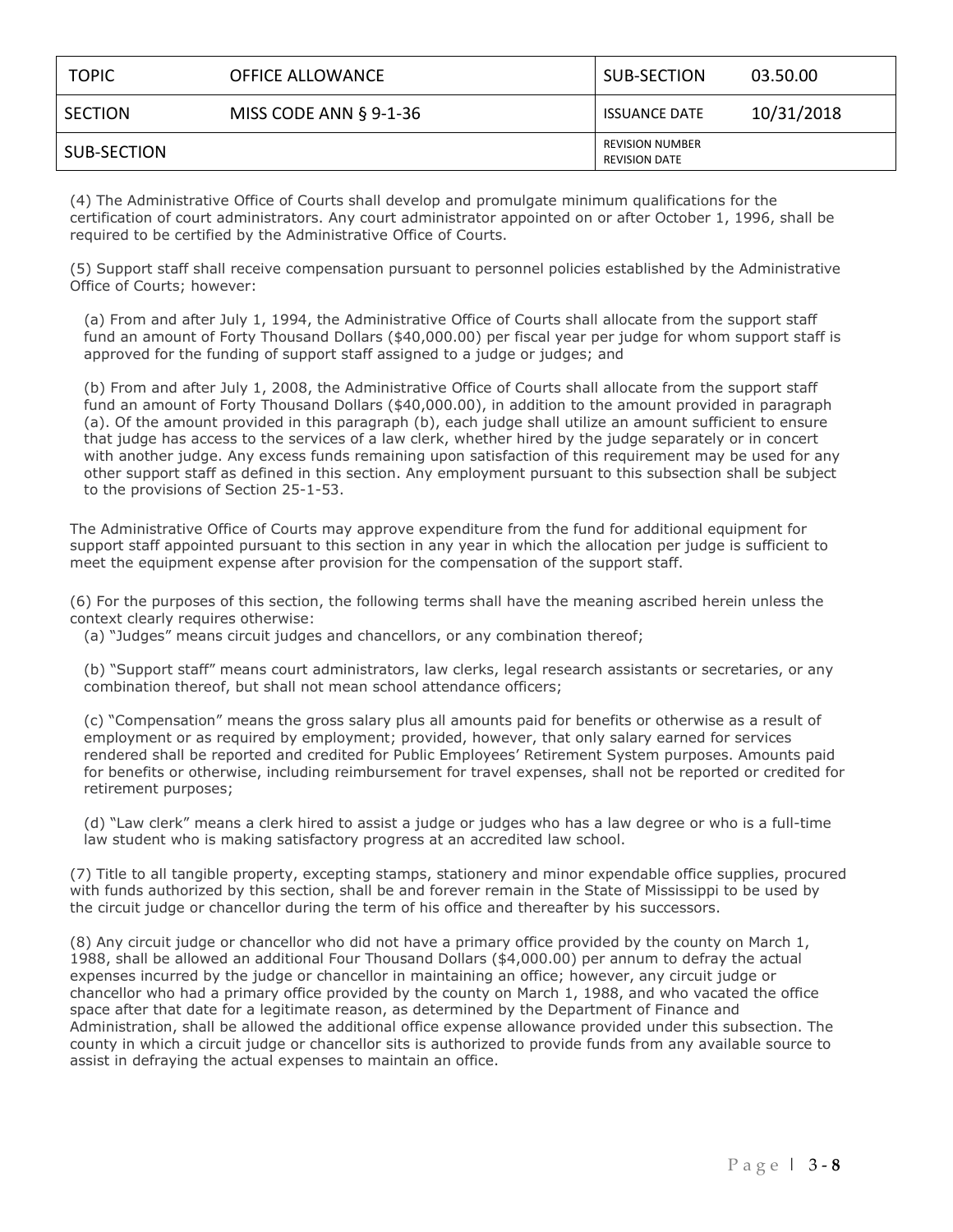| TOPIC | OFFICE ALLOWANCE | SUB-SECTION | 03.50.00 |
| --- | --- | --- | --- |
| SECTION | MISS CODE ANN § 9-1-36 | ISSUANCE DATE | 10/31/2018 |
| SUB-SECTION | | REVISION NUMBER<br>REVISION DATE | |

(4) The Administrative Office of Courts shall develop and promulgate minimum qualifications for the certification of court administrators. Any court administrator appointed on or after October 1, 1996, shall be required to be certified by the Administrative Office of Courts.

(5) Support staff shall receive compensation pursuant to personnel policies established by the Administrative Office of Courts; however:

(a) From and after July 1, 1994, the Administrative Office of Courts shall allocate from the support staff fund an amount of Forty Thousand Dollars ($40,000.00) per fiscal year per judge for whom support staff is approved for the funding of support staff assigned to a judge or judges; and

(b) From and after July 1, 2008, the Administrative Office of Courts shall allocate from the support staff fund an amount of Forty Thousand Dollars ($40,000.00), in addition to the amount provided in paragraph (a). Of the amount provided in this paragraph (b), each judge shall utilize an amount sufficient to ensure that judge has access to the services of a law clerk, whether hired by the judge separately or in concert with another judge. Any excess funds remaining upon satisfaction of this requirement may be used for any other support staff as defined in this section. Any employment pursuant to this subsection shall be subject to the provisions of Section 25-1-53.

The Administrative Office of Courts may approve expenditure from the fund for additional equipment for support staff appointed pursuant to this section in any year in which the allocation per judge is sufficient to meet the equipment expense after provision for the compensation of the support staff.

(6) For the purposes of this section, the following terms shall have the meaning ascribed herein unless the context clearly requires otherwise:

(a) "Judges" means circuit judges and chancellors, or any combination thereof;

(b) "Support staff" means court administrators, law clerks, legal research assistants or secretaries, or any combination thereof, but shall not mean school attendance officers;

(c) "Compensation" means the gross salary plus all amounts paid for benefits or otherwise as a result of employment or as required by employment; provided, however, that only salary earned for services rendered shall be reported and credited for Public Employees' Retirement System purposes. Amounts paid for benefits or otherwise, including reimbursement for travel expenses, shall not be reported or credited for retirement purposes;

(d) "Law clerk" means a clerk hired to assist a judge or judges who has a law degree or who is a full-time law student who is making satisfactory progress at an accredited law school.

(7) Title to all tangible property, excepting stamps, stationery and minor expendable office supplies, procured with funds authorized by this section, shall be and forever remain in the State of Mississippi to be used by the circuit judge or chancellor during the term of his office and thereafter by his successors.

(8) Any circuit judge or chancellor who did not have a primary office provided by the county on March 1, 1988, shall be allowed an additional Four Thousand Dollars ($4,000.00) per annum to defray the actual expenses incurred by the judge or chancellor in maintaining an office; however, any circuit judge or chancellor who had a primary office provided by the county on March 1, 1988, and who vacated the office space after that date for a legitimate reason, as determined by the Department of Finance and Administration, shall be allowed the additional office expense allowance provided under this subsection. The county in which a circuit judge or chancellor sits is authorized to provide funds from any available source to assist in defraying the actual expenses to maintain an office.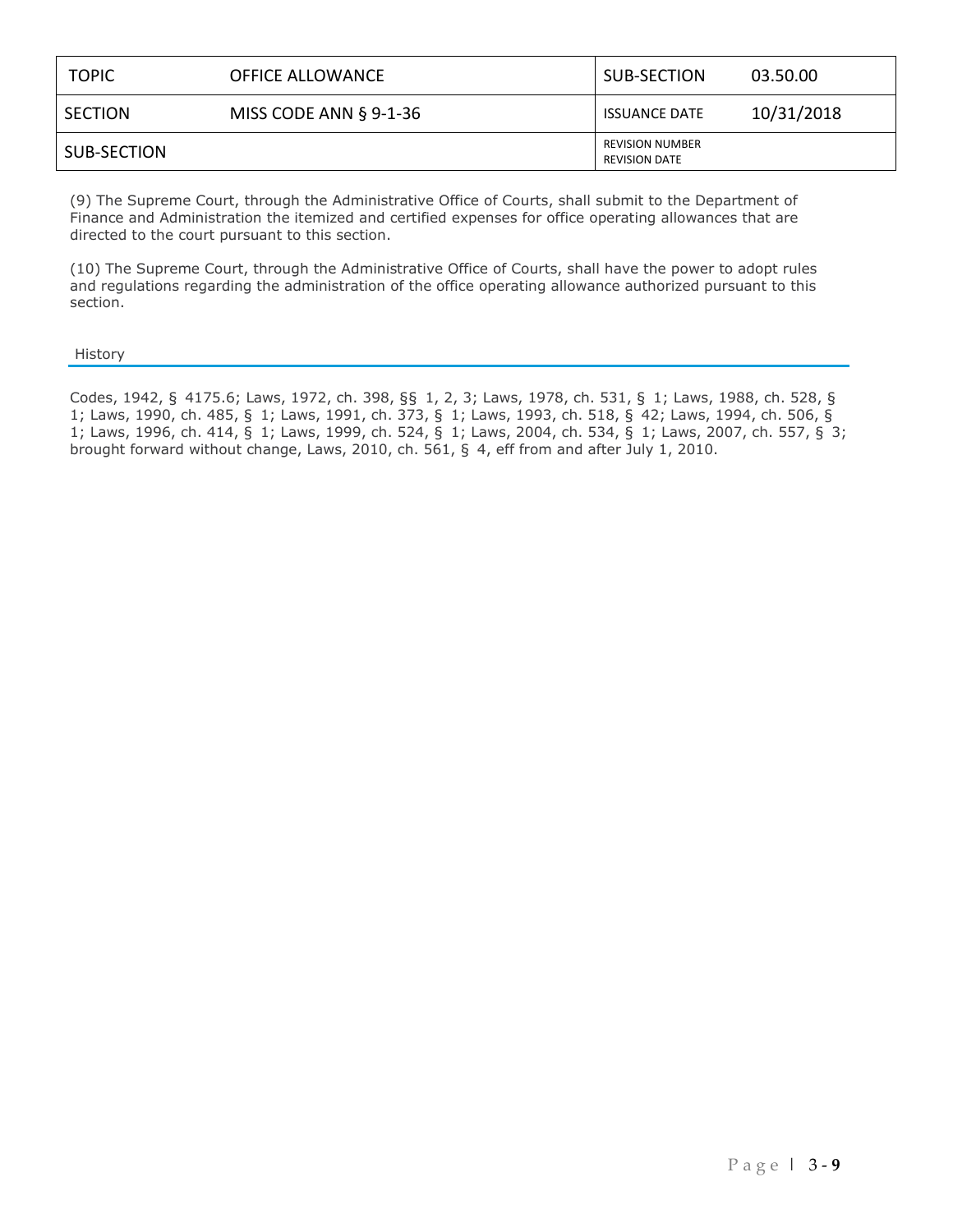| TOPIC | OFFICE ALLOWANCE | SUB-SECTION | 03.50.00 |
| --- | --- | --- | --- |
| SECTION | MISS CODE ANN § 9-1-36 | ISSUANCE DATE | 10/31/2018 |
| SUB-SECTION | | REVISION NUMBER<br>REVISION DATE | |

(9) The Supreme Court, through the Administrative Office of Courts, shall submit to the Department of Finance and Administration the itemized and certified expenses for office operating allowances that are directed to the court pursuant to this section.

(10) The Supreme Court, through the Administrative Office of Courts, shall have the power to adopt rules and regulations regarding the administration of the office operating allowance authorized pursuant to this section.

History

Codes, 1942, § 4175.6; Laws, 1972, ch. 398, §§ 1, 2, 3; Laws, 1978, ch. 531, § 1; Laws, 1988, ch. 528, § 1; Laws, 1990, ch. 485, § 1; Laws, 1991, ch. 373, § 1; Laws, 1993, ch. 518, § 42; Laws, 1994, ch. 506, § 1; Laws, 1996, ch. 414, § 1; Laws, 1999, ch. 524, § 1; Laws, 2004, ch. 534, § 1; Laws, 2007, ch. 557, § 3; brought forward without change, Laws, 2010, ch. 561, § 4, eff from and after July 1, 2010.